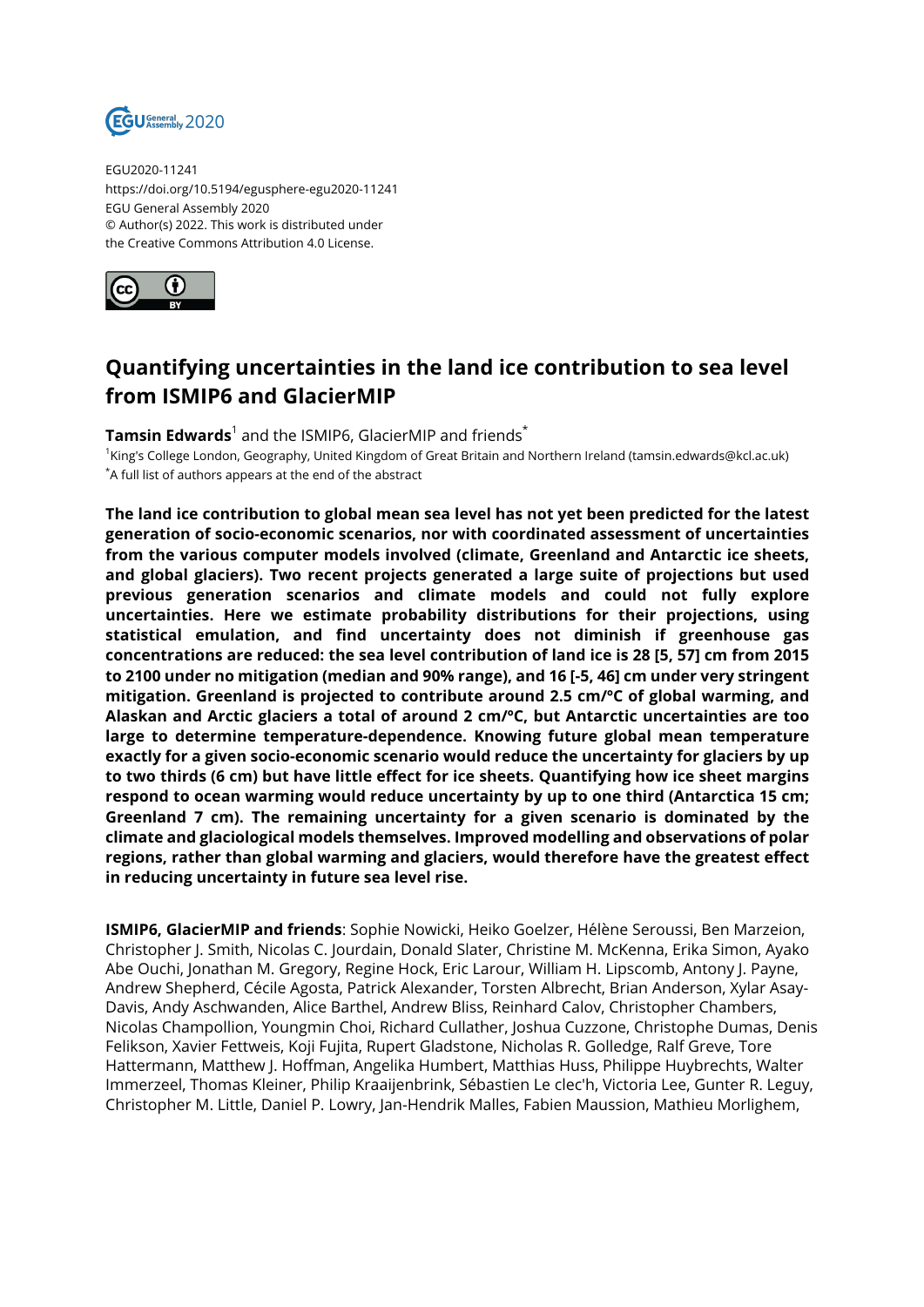EGU2020-11241
https://doi.org/10.5194/egusphere-egu2020-11241
EGU General Assembly 2020
© Author(s) 2022. This work is distributed under
the Creative Commons Attribution 4.0 License.

# Quantifying uncertainties in the land ice contribution to sea level from ISMIP6 and GlacierMIP

**Tamsin Edwards**[1] and the ISMIP6, GlacierMIP and friends[*]

[1]King's College London, Geography, United Kingdom of Great Britain and Northern Ireland (tamsin.edwards@kcl.ac.uk)
[*]A full list of authors appears at the end of the abstract

**The land ice contribution to global mean sea level has not yet been predicted for the latest generation of socio-economic scenarios, nor with coordinated assessment of uncertainties from the various computer models involved (climate, Greenland and Antarctic ice sheets, and global glaciers). Two recent projects generated a large suite of projections but used previous generation scenarios and climate models and could not fully explore uncertainties. Here we estimate probability distributions for their projections, using statistical emulation, and find uncertainty does not diminish if greenhouse gas concentrations are reduced: the sea level contribution of land ice is 28 [5, 57] cm from 2015 to 2100 under no mitigation (median and 90% range), and 16 [-5, 46] cm under very stringent mitigation. Greenland is projected to contribute around 2.5 cm/°C of global warming, and Alaskan and Arctic glaciers a total of around 2 cm/°C, but Antarctic uncertainties are too large to determine temperature-dependence. Knowing future global mean temperature exactly for a given socio-economic scenario would reduce the uncertainty for glaciers by up to two thirds (6 cm) but have little effect for ice sheets. Quantifying how ice sheet margins respond to ocean warming would reduce uncertainty by up to one third (Antarctica 15 cm; Greenland 7 cm). The remaining uncertainty for a given scenario is dominated by the climate and glaciological models themselves. Improved modelling and observations of polar regions, rather than global warming and glaciers, would therefore have the greatest effect in reducing uncertainty in future sea level rise.**

**ISMIP6, GlacierMIP and friends**: Sophie Nowicki, Heiko Goelzer, Hélène Seroussi, Ben Marzeion, Christopher J. Smith, Nicolas C. Jourdain, Donald Slater, Christine M. McKenna, Erika Simon, Ayako Abe Ouchi, Jonathan M. Gregory, Regine Hock, Eric Larour, William H. Lipscomb, Antony J. Payne, Andrew Shepherd, Cécile Agosta, Patrick Alexander, Torsten Albrecht, Brian Anderson, Xylar Asay-Davis, Andy Aschwanden, Alice Barthel, Andrew Bliss, Reinhard Calov, Christopher Chambers, Nicolas Champollion, Youngmin Choi, Richard Cullather, Joshua Cuzzone, Christophe Dumas, Denis Felikson, Xavier Fettweis, Koji Fujita, Rupert Gladstone, Nicholas R. Golledge, Ralf Greve, Tore Hattermann, Matthew J. Hoffman, Angelika Humbert, Matthias Huss, Philippe Huybrechts, Walter Immerzeel, Thomas Kleiner, Philip Kraaijenbrink, Sébastien Le clec'h, Victoria Lee, Gunter R. Leguy, Christopher M. Little, Daniel P. Lowry, Jan-Hendrik Malles, Fabien Maussion, Mathieu Morlighem,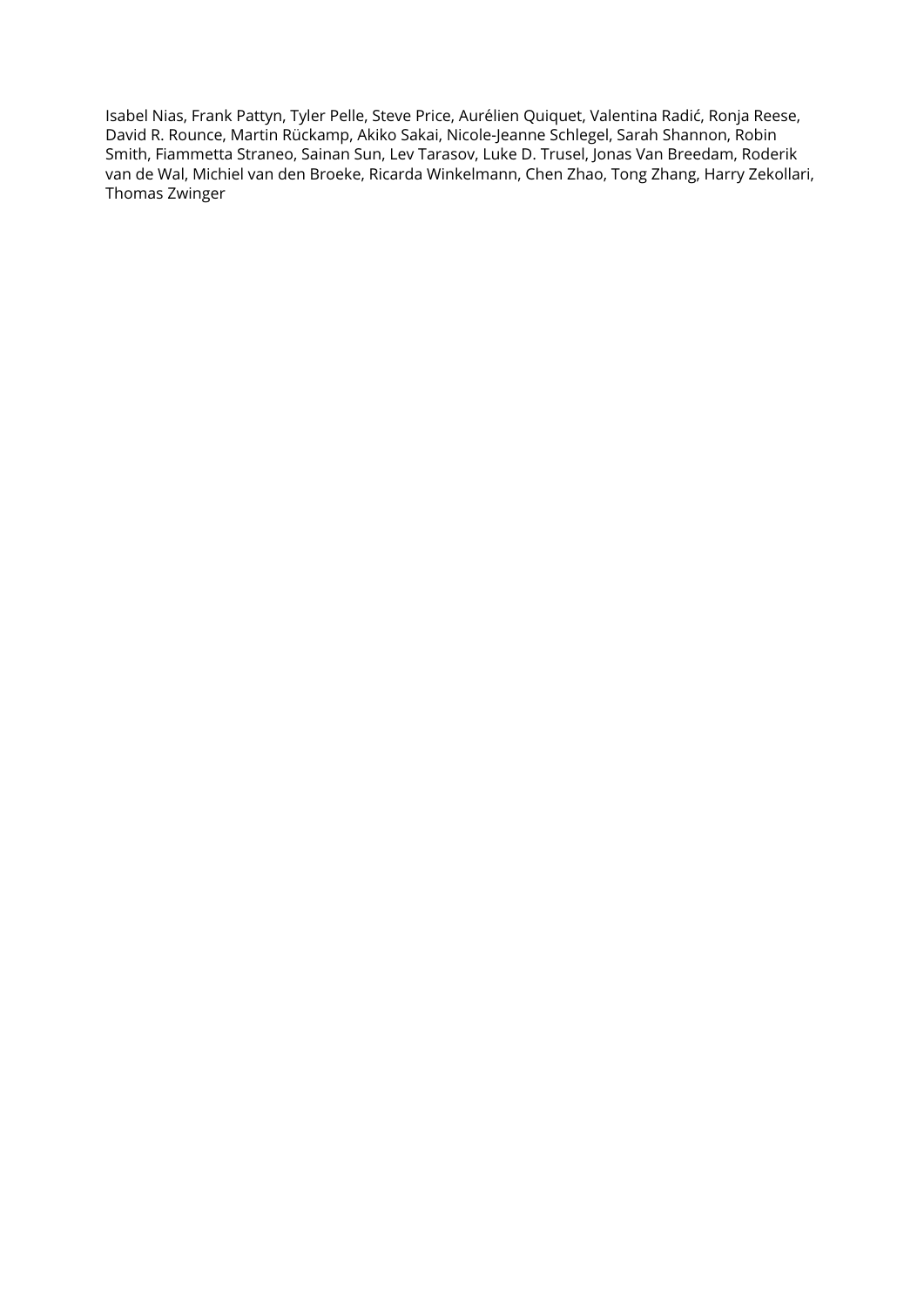Isabel Nias, Frank Pattyn, Tyler Pelle, Steve Price, Aurélien Quiquet, Valentina Radić, Ronja Reese, David R. Rounce, Martin Rückamp, Akiko Sakai, Nicole-Jeanne Schlegel, Sarah Shannon, Robin Smith, Fiammetta Straneo, Sainan Sun, Lev Tarasov, Luke D. Trusel, Jonas Van Breedam, Roderik van de Wal, Michiel van den Broeke, Ricarda Winkelmann, Chen Zhao, Tong Zhang, Harry Zekollari, Thomas Zwinger